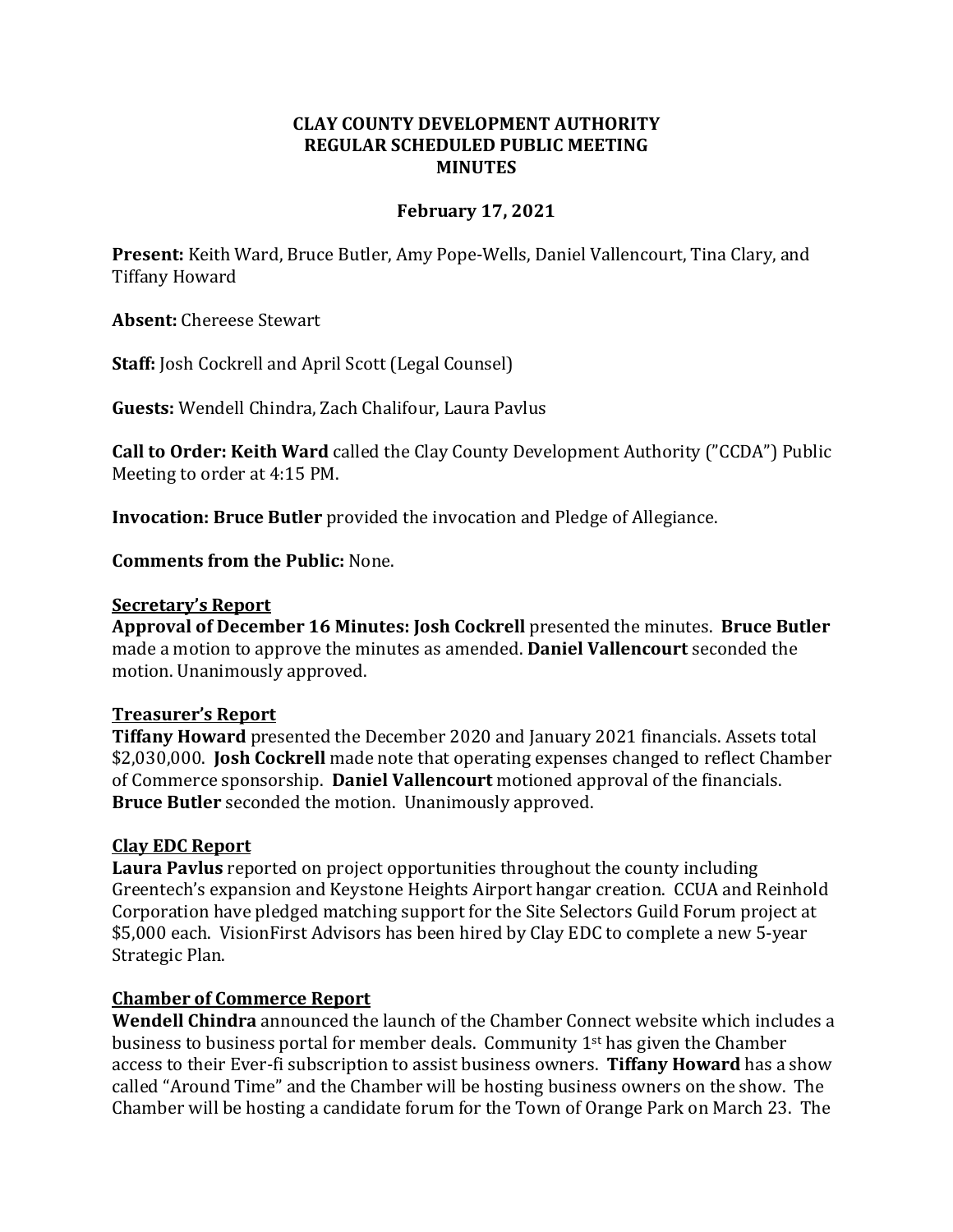**CLAY COUNTY DEVELOPMENT AUTHORITY**
**REGULAR SCHEDULED PUBLIC MEETING**
**MINUTES**

**February 17, 2021**

**Present:** Keith Ward, Bruce Butler, Amy Pope-Wells, Daniel Vallencourt, Tina Clary, and Tiffany Howard

**Absent:** Chereese Stewart

**Staff:** Josh Cockrell and April Scott (Legal Counsel)

**Guests:** Wendell Chindra, Zach Chalifour, Laura Pavlus

**Call to Order: Keith Ward** called the Clay County Development Authority ("CCDA") Public Meeting to order at 4:15 PM.

**Invocation: Bruce Butler** provided the invocation and Pledge of Allegiance.

**Comments from the Public:** None.

**Secretary's Report**

**Approval of December 16 Minutes: Josh Cockrell** presented the minutes. **Bruce Butler** made a motion to approve the minutes as amended. **Daniel Vallencourt** seconded the motion. Unanimously approved.

**Treasurer's Report**

**Tiffany Howard** presented the December 2020 and January 2021 financials. Assets total $2,030,000. **Josh Cockrell** made note that operating expenses changed to reflect Chamber of Commerce sponsorship. **Daniel Vallencourt** motioned approval of the financials. **Bruce Butler** seconded the motion. Unanimously approved.

**Clay EDC Report**

**Laura Pavlus** reported on project opportunities throughout the county including Greentech's expansion and Keystone Heights Airport hangar creation. CCUA and Reinhold Corporation have pledged matching support for the Site Selectors Guild Forum project at $5,000 each. VisionFirst Advisors has been hired by Clay EDC to complete a new 5-year Strategic Plan.

**Chamber of Commerce Report**

**Wendell Chindra** announced the launch of the Chamber Connect website which includes a business to business portal for member deals. Community 1st has given the Chamber access to their Ever-fi subscription to assist business owners. **Tiffany Howard** has a show called "Around Time" and the Chamber will be hosting business owners on the show. The Chamber will be hosting a candidate forum for the Town of Orange Park on March 23. The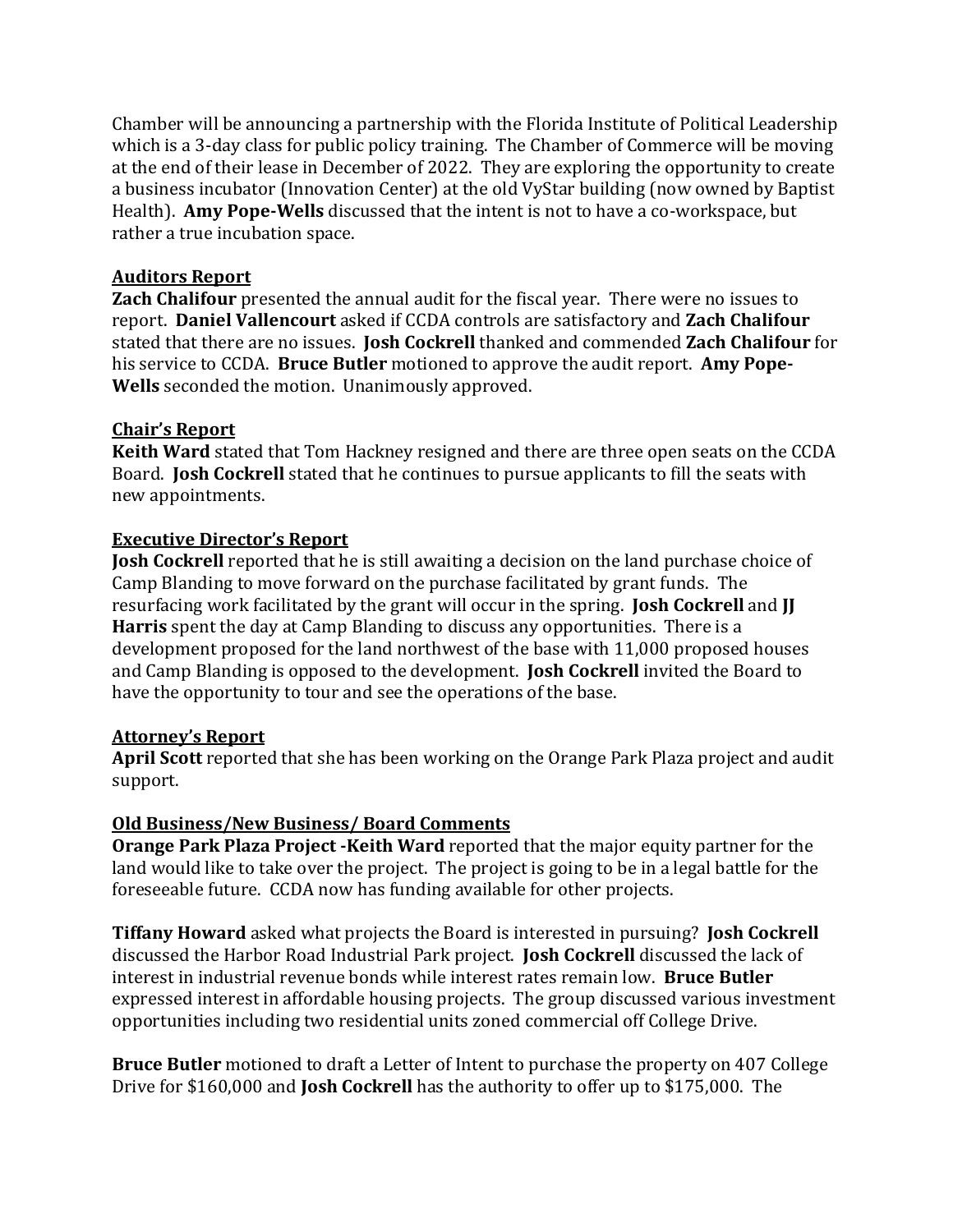Chamber will be announcing a partnership with the Florida Institute of Political Leadership which is a 3-day class for public policy training. The Chamber of Commerce will be moving at the end of their lease in December of 2022. They are exploring the opportunity to create a business incubator (Innovation Center) at the old VyStar building (now owned by Baptist Health). **Amy Pope-Wells** discussed that the intent is not to have a co-workspace, but rather a true incubation space.

**Auditors Report**

**Zach Chalifour** presented the annual audit for the fiscal year. There were no issues to report. **Daniel Vallencourt** asked if CCDA controls are satisfactory and **Zach Chalifour** stated that there are no issues. **Josh Cockrell** thanked and commended **Zach Chalifour** for his service to CCDA. **Bruce Butler** motioned to approve the audit report. **Amy Pope-Wells** seconded the motion. Unanimously approved.

**Chair's Report**

**Keith Ward** stated that Tom Hackney resigned and there are three open seats on the CCDA Board. **Josh Cockrell** stated that he continues to pursue applicants to fill the seats with new appointments.

**Executive Director's Report**

**Josh Cockrell** reported that he is still awaiting a decision on the land purchase choice of Camp Blanding to move forward on the purchase facilitated by grant funds. The resurfacing work facilitated by the grant will occur in the spring. **Josh Cockrell** and **JJ Harris** spent the day at Camp Blanding to discuss any opportunities. There is a development proposed for the land northwest of the base with 11,000 proposed houses and Camp Blanding is opposed to the development. **Josh Cockrell** invited the Board to have the opportunity to tour and see the operations of the base.

**Attorney's Report**

**April Scott** reported that she has been working on the Orange Park Plaza project and audit support.

**Old Business/New Business/ Board Comments**

**Orange Park Plaza Project -Keith Ward** reported that the major equity partner for the land would like to take over the project. The project is going to be in a legal battle for the foreseeable future. CCDA now has funding available for other projects.

**Tiffany Howard** asked what projects the Board is interested in pursuing? **Josh Cockrell** discussed the Harbor Road Industrial Park project. **Josh Cockrell** discussed the lack of interest in industrial revenue bonds while interest rates remain low. **Bruce Butler** expressed interest in affordable housing projects. The group discussed various investment opportunities including two residential units zoned commercial off College Drive.

**Bruce Butler** motioned to draft a Letter of Intent to purchase the property on 407 College Drive for $160,000 and **Josh Cockrell** has the authority to offer up to $175,000. The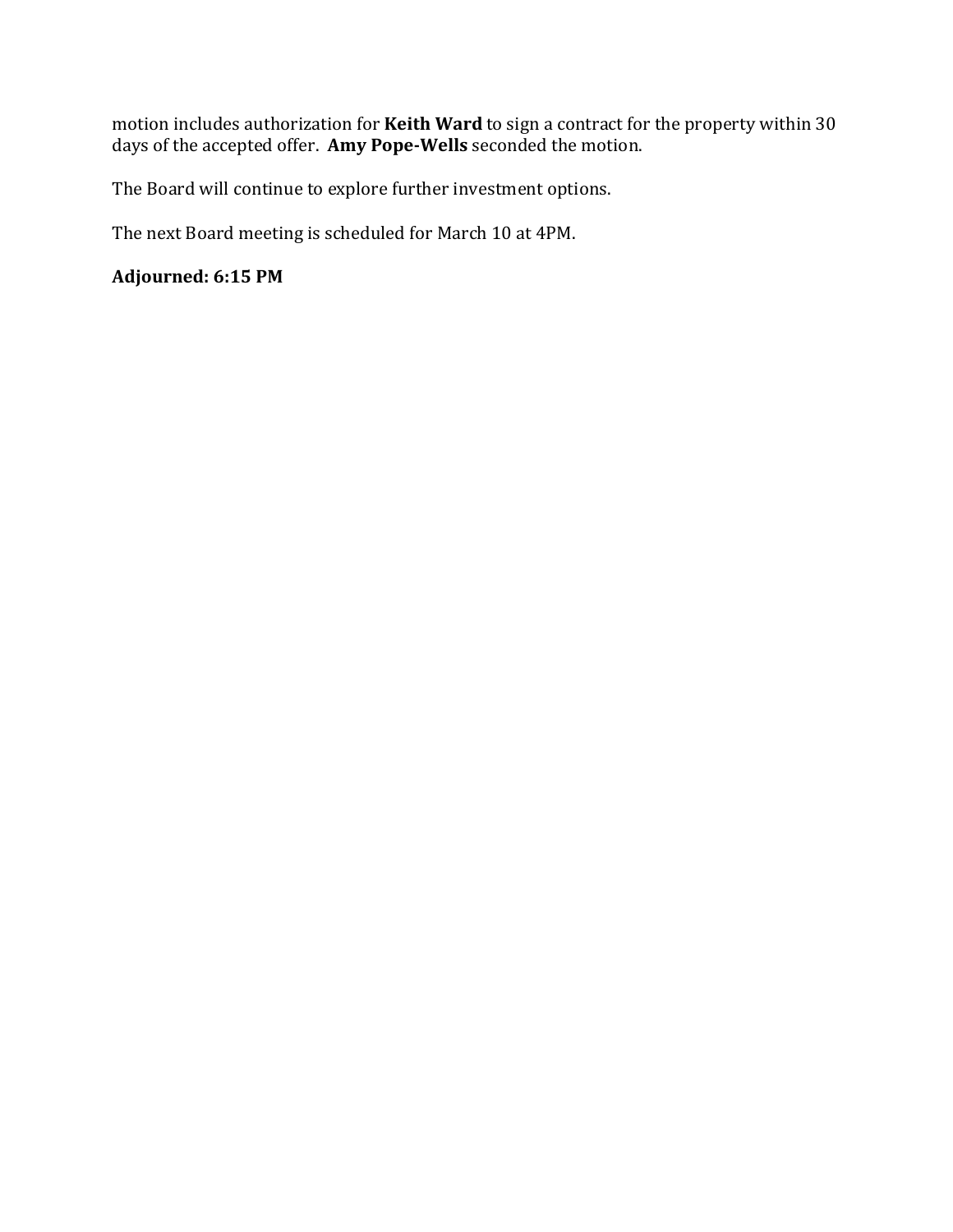motion includes authorization for **Keith Ward** to sign a contract for the property within 30 days of the accepted offer. **Amy Pope-Wells** seconded the motion.

The Board will continue to explore further investment options.

The next Board meeting is scheduled for March 10 at 4PM.

**Adjourned: 6:15 PM**